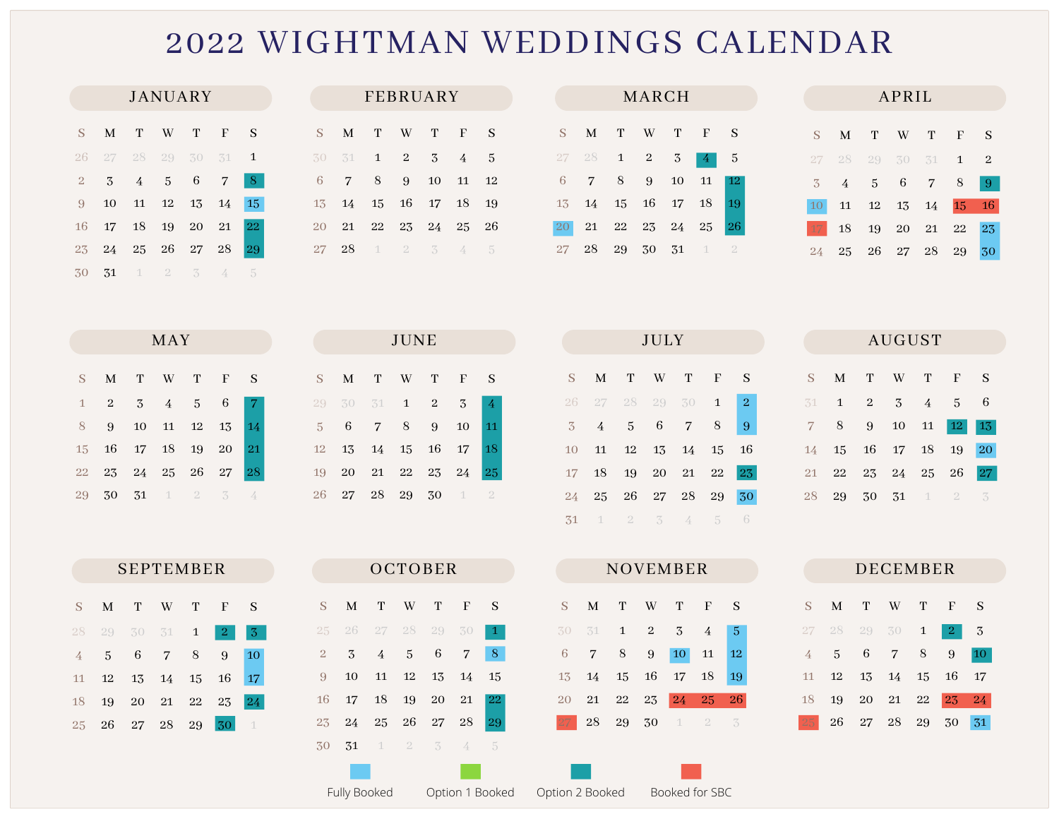# 2022 WIGHTMAN WEDDINGS CALENDAR

**Legend:** Fully Booked · Option 1 Booked · Option 2 Booked · Booked for SBC

## JANUARY

| S | M | T | W | T | F | S |
|---|---|---|---|---|---|---|
| 26 | 27 | 28 | 29 | 30 | 31 | 1 |
| 2 | 3 | 4 | 5 | 6 | 7 | 8 |
| 9 | 10 | 11 | 12 | 13 | 14 | 15 |
| 16 | 17 | 18 | 19 | 20 | 21 | 22 |
| 23 | 24 | 25 | 26 | 27 | 28 | 29 |
| 30 | 31 | 1 | 2 | 3 | 4 | 5 |

- Fully Booked: 15
- Option 2 Booked: 8, 22, 29

## FEBRUARY

| S | M | T | W | T | F | S |
|---|---|---|---|---|---|---|
| 30 | 31 | 1 | 2 | 3 | 4 | 5 |
| 6 | 7 | 8 | 9 | 10 | 11 | 12 |
| 13 | 14 | 15 | 16 | 17 | 18 | 19 |
| 20 | 21 | 22 | 23 | 24 | 25 | 26 |
| 27 | 28 | 1 | 2 | 3 | 4 | 5 |

## MARCH

| S | M | T | W | T | F | S |
|---|---|---|---|---|---|---|
| 27 | 28 | 1 | 2 | 3 | 4 | 5 |
| 6 | 7 | 8 | 9 | 10 | 11 | 12 |
| 13 | 14 | 15 | 16 | 17 | 18 | 19 |
| 20 | 21 | 22 | 23 | 24 | 25 | 26 |
| 27 | 28 | 29 | 30 | 31 | 1 | 2 |

- Fully Booked: 20
- Option 2 Booked: 4, 12, 19, 26

## APRIL

| S | M | T | W | T | F | S |
|---|---|---|---|---|---|---|
| 27 | 28 | 29 | 30 | 31 | 1 | 2 |
| 3 | 4 | 5 | 6 | 7 | 8 | 9 |
| 10 | 11 | 12 | 13 | 14 | 15 | 16 |
| 17 | 18 | 19 | 20 | 21 | 22 | 23 |
| 24 | 25 | 26 | 27 | 28 | 29 | 30 |

- Fully Booked: 10, 23, 30
- Option 2 Booked: 9
- Booked for SBC: 15, 16, 17

## MAY

| S | M | T | W | T | F | S |
|---|---|---|---|---|---|---|
| 1 | 2 | 3 | 4 | 5 | 6 | 7 |
| 8 | 9 | 10 | 11 | 12 | 13 | 14 |
| 15 | 16 | 17 | 18 | 19 | 20 | 21 |
| 22 | 23 | 24 | 25 | 26 | 27 | 28 |
| 29 | 30 | 31 | 1 | 2 | 3 | 4 |

- Option 2 Booked: 7, 14, 21, 28

## JUNE

| S | M | T | W | T | F | S |
|---|---|---|---|---|---|---|
| 29 | 30 | 31 | 1 | 2 | 3 | 4 |
| 5 | 6 | 7 | 8 | 9 | 10 | 11 |
| 12 | 13 | 14 | 15 | 16 | 17 | 18 |
| 19 | 20 | 21 | 22 | 23 | 24 | 25 |
| 26 | 27 | 28 | 29 | 30 | 1 | 2 |

- Option 2 Booked: 4, 11, 18, 25

## JULY

| S | M | T | W | T | F | S |
|---|---|---|---|---|---|---|
| 26 | 27 | 28 | 29 | 30 | 1 | 2 |
| 3 | 4 | 5 | 6 | 7 | 8 | 9 |
| 10 | 11 | 12 | 13 | 14 | 15 | 16 |
| 17 | 18 | 19 | 20 | 21 | 22 | 23 |
| 24 | 25 | 26 | 27 | 28 | 29 | 30 |
| 31 | 1 | 2 | 3 | 4 | 5 | 6 |

- Fully Booked: 2, 9, 30
- Option 2 Booked: 23

## AUGUST

| S | M | T | W | T | F | S |
|---|---|---|---|---|---|---|
| 31 | 1 | 2 | 3 | 4 | 5 | 6 |
| 7 | 8 | 9 | 10 | 11 | 12 | 13 |
| 14 | 15 | 16 | 17 | 18 | 19 | 20 |
| 21 | 22 | 23 | 24 | 25 | 26 | 27 |
| 28 | 29 | 30 | 31 | 1 | 2 | 3 |

- Fully Booked: 20
- Option 2 Booked: 12, 13, 27

## SEPTEMBER

| S | M | T | W | T | F | S |
|---|---|---|---|---|---|---|
| 28 | 29 | 30 | 31 | 1 | 2 | 3 |
| 4 | 5 | 6 | 7 | 8 | 9 | 10 |
| 11 | 12 | 13 | 14 | 15 | 16 | 17 |
| 18 | 19 | 20 | 21 | 22 | 23 | 24 |
| 25 | 26 | 27 | 28 | 29 | 30 | 1 |

- Fully Booked: 10, 17
- Option 2 Booked: 2, 3, 24, 30

## OCTOBER

| S | M | T | W | T | F | S |
|---|---|---|---|---|---|---|
| 25 | 26 | 27 | 28 | 29 | 30 | 1 |
| 2 | 3 | 4 | 5 | 6 | 7 | 8 |
| 9 | 10 | 11 | 12 | 13 | 14 | 15 |
| 16 | 17 | 18 | 19 | 20 | 21 | 22 |
| 23 | 24 | 25 | 26 | 27 | 28 | 29 |
| 30 | 31 | 1 | 2 | 3 | 4 | 5 |

- Fully Booked: 8
- Option 2 Booked: 1, 22, 29

## NOVEMBER

| S | M | T | W | T | F | S |
|---|---|---|---|---|---|---|
| 30 | 31 | 1 | 2 | 3 | 4 | 5 |
| 6 | 7 | 8 | 9 | 10 | 11 | 12 |
| 13 | 14 | 15 | 16 | 17 | 18 | 19 |
| 20 | 21 | 22 | 23 | 24 | 25 | 26 |
| 27 | 28 | 29 | 30 | 1 | 2 | 3 |

- Fully Booked: 5, 10, 12, 19
- Booked for SBC: 24, 25, 26, 27

## DECEMBER

| S | M | T | W | T | F | S |
|---|---|---|---|---|---|---|
| 27 | 28 | 29 | 30 | 1 | 2 | 3 |
| 4 | 5 | 6 | 7 | 8 | 9 | 10 |
| 11 | 12 | 13 | 14 | 15 | 16 | 17 |
| 18 | 19 | 20 | 21 | 22 | 23 | 24 |
| 25 | 26 | 27 | 28 | 29 | 30 | 31 |

- Fully Booked: 31
- Option 2 Booked: 2, 10
- Booked for SBC: 23, 24, 25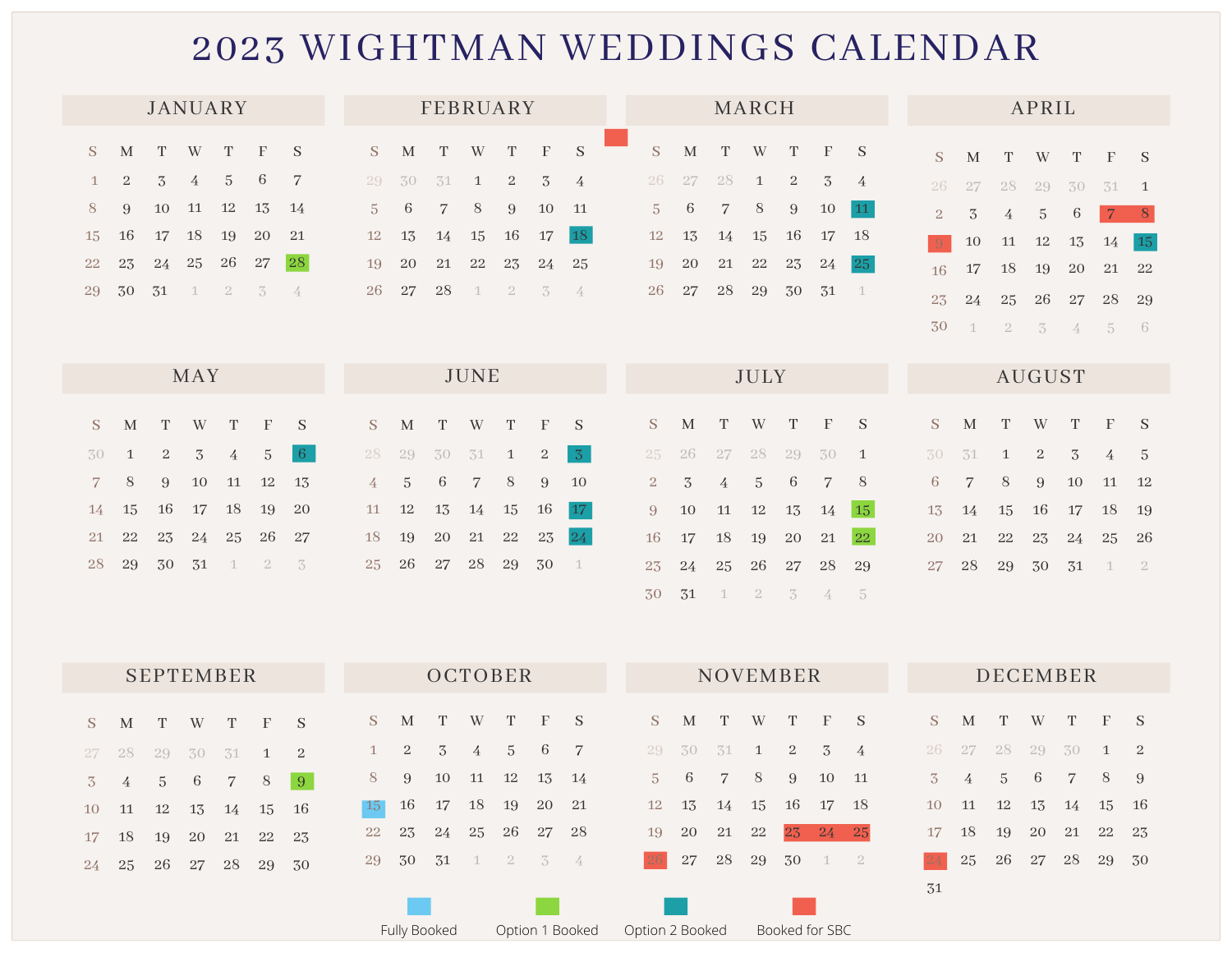# 2023 WIGHTMAN WEDDINGS CALENDAR

## JANUARY

| S | M | T | W | T | F | S |
|---|---|---|---|---|---|---|
| 1 | 2 | 3 | 4 | 5 | 6 | 7 |
| 8 | 9 | 10 | 11 | 12 | 13 | 14 |
| 15 | 16 | 17 | 18 | 19 | 20 | 21 |
| 22 | 23 | 24 | 25 | 26 | 27 | 28 |
| 29 | 30 | 31 | 1 | 2 | 3 | 4 |

## FEBRUARY

| S | M | T | W | T | F | S |
|---|---|---|---|---|---|---|
| 29 | 30 | 31 | 1 | 2 | 3 | 4 |
| 5 | 6 | 7 | 8 | 9 | 10 | 11 |
| 12 | 13 | 14 | 15 | 16 | 17 | 18 |
| 19 | 20 | 21 | 22 | 23 | 24 | 25 |
| 26 | 27 | 28 | 1 | 2 | 3 | 4 |

## MARCH

| S | M | T | W | T | F | S |
|---|---|---|---|---|---|---|
| 26 | 27 | 28 | 1 | 2 | 3 | 4 |
| 5 | 6 | 7 | 8 | 9 | 10 | 11 |
| 12 | 13 | 14 | 15 | 16 | 17 | 18 |
| 19 | 20 | 21 | 22 | 23 | 24 | 25 |
| 26 | 27 | 28 | 29 | 30 | 31 | 1 |

## APRIL

| S | M | T | W | T | F | S |
|---|---|---|---|---|---|---|
| 26 | 27 | 28 | 29 | 30 | 31 | 1 |
| 2 | 3 | 4 | 5 | 6 | 7 | 8 |
| 9 | 10 | 11 | 12 | 13 | 14 | 15 |
| 16 | 17 | 18 | 19 | 20 | 21 | 22 |
| 23 | 24 | 25 | 26 | 27 | 28 | 29 |
| 30 | 1 | 2 | 3 | 4 | 5 | 6 |

## MAY

| S | M | T | W | T | F | S |
|---|---|---|---|---|---|---|
| 30 | 1 | 2 | 3 | 4 | 5 | 6 |
| 7 | 8 | 9 | 10 | 11 | 12 | 13 |
| 14 | 15 | 16 | 17 | 18 | 19 | 20 |
| 21 | 22 | 23 | 24 | 25 | 26 | 27 |
| 28 | 29 | 30 | 31 | 1 | 2 | 3 |

## JUNE

| S | M | T | W | T | F | S |
|---|---|---|---|---|---|---|
| 28 | 29 | 30 | 31 | 1 | 2 | 3 |
| 4 | 5 | 6 | 7 | 8 | 9 | 10 |
| 11 | 12 | 13 | 14 | 15 | 16 | 17 |
| 18 | 19 | 20 | 21 | 22 | 23 | 24 |
| 25 | 26 | 27 | 28 | 29 | 30 | 1 |

## JULY

| S | M | T | W | T | F | S |
|---|---|---|---|---|---|---|
| 25 | 26 | 27 | 28 | 29 | 30 | 1 |
| 2 | 3 | 4 | 5 | 6 | 7 | 8 |
| 9 | 10 | 11 | 12 | 13 | 14 | 15 |
| 16 | 17 | 18 | 19 | 20 | 21 | 22 |
| 23 | 24 | 25 | 26 | 27 | 28 | 29 |
| 30 | 31 | 1 | 2 | 3 | 4 | 5 |

## AUGUST

| S | M | T | W | T | F | S |
|---|---|---|---|---|---|---|
| 30 | 31 | 1 | 2 | 3 | 4 | 5 |
| 6 | 7 | 8 | 9 | 10 | 11 | 12 |
| 13 | 14 | 15 | 16 | 17 | 18 | 19 |
| 20 | 21 | 22 | 23 | 24 | 25 | 26 |
| 27 | 28 | 29 | 30 | 31 | 1 | 2 |

## SEPTEMBER

| S | M | T | W | T | F | S |
|---|---|---|---|---|---|---|
| 27 | 28 | 29 | 30 | 31 | 1 | 2 |
| 3 | 4 | 5 | 6 | 7 | 8 | 9 |
| 10 | 11 | 12 | 13 | 14 | 15 | 16 |
| 17 | 18 | 19 | 20 | 21 | 22 | 23 |
| 24 | 25 | 26 | 27 | 28 | 29 | 30 |

## OCTOBER

| S | M | T | W | T | F | S |
|---|---|---|---|---|---|---|
| 1 | 2 | 3 | 4 | 5 | 6 | 7 |
| 8 | 9 | 10 | 11 | 12 | 13 | 14 |
| 15 | 16 | 17 | 18 | 19 | 20 | 21 |
| 22 | 23 | 24 | 25 | 26 | 27 | 28 |
| 29 | 30 | 31 | 1 | 2 | 3 | 4 |

## NOVEMBER

| S | M | T | W | T | F | S |
|---|---|---|---|---|---|---|
| 29 | 30 | 31 | 1 | 2 | 3 | 4 |
| 5 | 6 | 7 | 8 | 9 | 10 | 11 |
| 12 | 13 | 14 | 15 | 16 | 17 | 18 |
| 19 | 20 | 21 | 22 | 23 | 24 | 25 |
| 26 | 27 | 28 | 29 | 30 | 1 | 2 |

## DECEMBER

| S | M | T | W | T | F | S |
|---|---|---|---|---|---|---|
| 26 | 27 | 28 | 29 | 30 | 1 | 2 |
| 3 | 4 | 5 | 6 | 7 | 8 | 9 |
| 10 | 11 | 12 | 13 | 14 | 15 | 16 |
| 17 | 18 | 19 | 20 | 21 | 22 | 23 |
| 24 | 25 | 26 | 27 | 28 | 29 | 30 |
| 31 | | | | | | |

Fully Booked

Option 1 Booked

Option 2 Booked

Booked for SBC